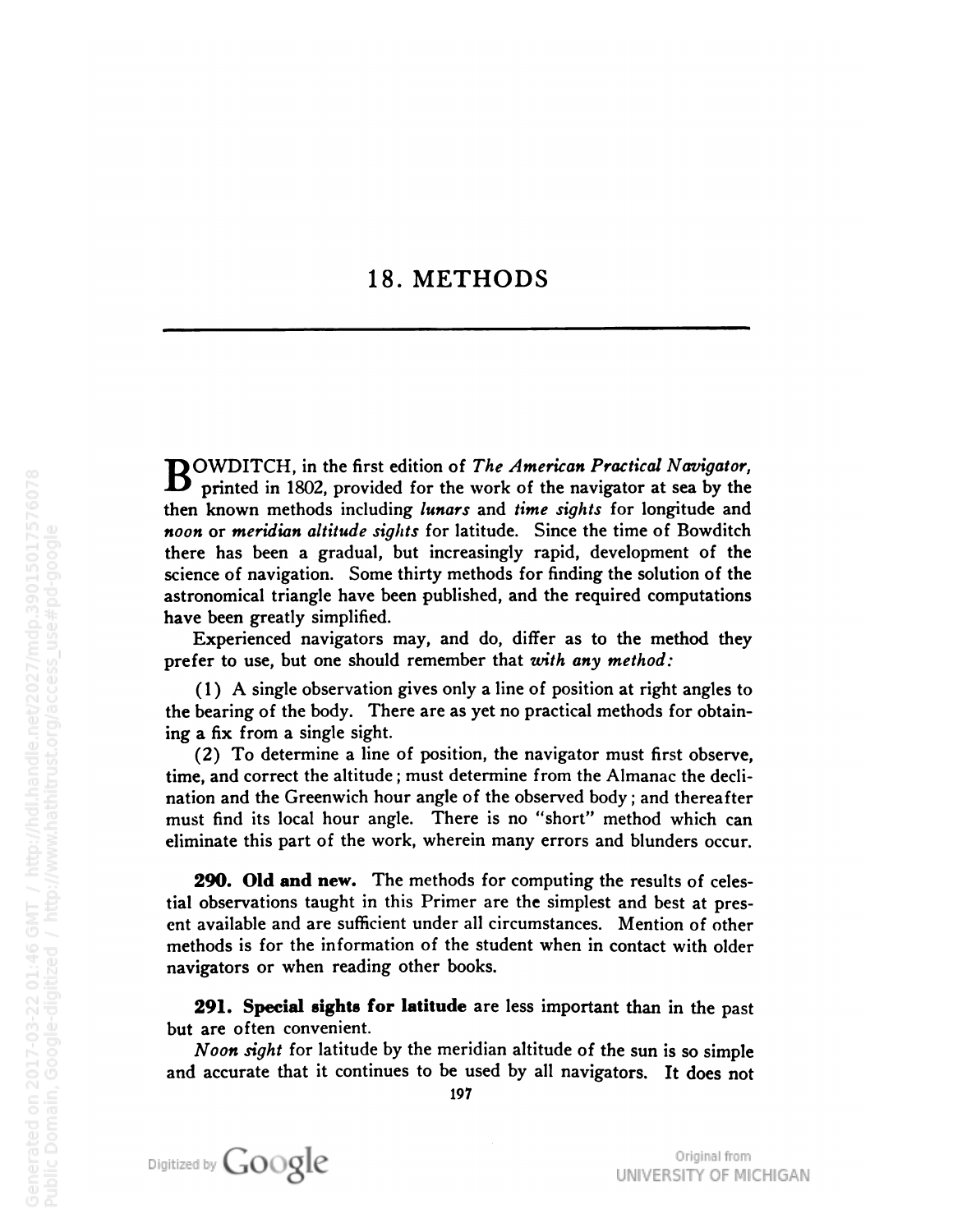# 18. METHODS

BOWDITCH, in the first edition of *The American Practical Navigator*, printed in 1802, provided for the work of the navigator at sea by the then known methods including *lunars* and *time sights* for longitude and *noon* or *meridian altitude sights* for latitude. Since the time of Bowditch there has been a gradual, but increasingly rapid, development of the science of navigation. Some thirty methods for finding the solution of the astronomical triangle have been published, and the required computations have been greatly simplified.

Experienced navigators may, and do, differ as to the method they prefer to use, but one should remember that *with any method:*

(1) A single observation gives only a line of position at right angles to the bearing of the body. There are as yet no practical methods for obtaining a fix from a single sight.

(2) To determine a line of position, the navigator must first observe, time, and correct the altitude; must determine from the Almanac the declination and the Greenwich hour angle of the observed body; and thereafter must find its local hour angle. There is no "short" method which can eliminate this part of the work, wherein many errors and blunders occur.

**290. Old and new.** The methods for computing the results of celestial observations taught in this Primer are the simplest and best at present available and are sufficient under all circumstances. Mention of other methods is for the information of the student when in contact with older navigators or when reading other books.

**291. Special sights for latitude** are less important than in the past but are often convenient.

*Noon sight* for latitude by the meridian altitude of the sun is so simple and accurate that it continues to be used by all navigators. It does not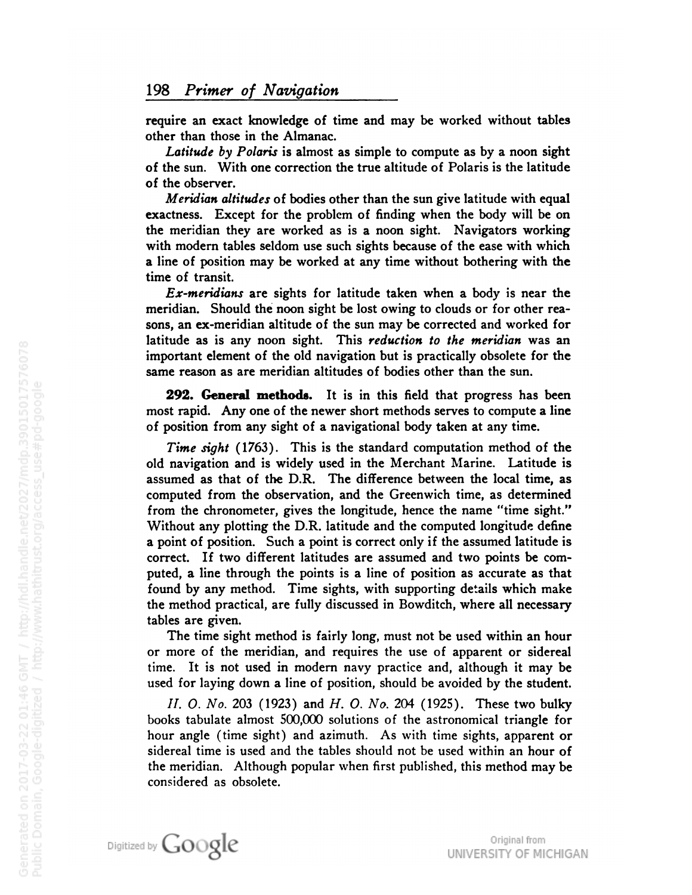require an exact knowledge of time and may be worked without tables other than those in the Almanac.

*Latitude by Polaris* is almost as simple to compute as by a noon sight of the sun. With one correction the true altitude of Polaris is the latitude of the observer.

*Meridian altitudes* of bodies other than the sun give latitude with equal exactness. Except for the problem of finding when the body will be on the meridian they are worked as is a noon sight. Navigators working with modern tables seldom use such sights because of the ease with which a line of position may be worked at any time without bothering with the time of transit.

*Ex-meridians* are sights for latitude taken when a body is near the meridian. Should the noon sight be lost owing to clouds or for other reasons, an ex-meridian altitude of the sun may be corrected and worked for latitude as is any noon sight. This ***reduction to the meridian*** was an important element of the old navigation but is practically obsolete for the same reason as are meridian altitudes of bodies other than the sun.

**292. General methods.** It is in this field that progress has been most rapid. Any one of the newer short methods serves to compute a line of position from any sight of a navigational body taken at any time.

*Time sight* (1763). This is the standard computation method of the old navigation and is widely used in the Merchant Marine. Latitude is assumed as that of the D.R. The difference between the local time, as computed from the observation, and the Greenwich time, as determined from the chronometer, gives the longitude, hence the name "time sight." Without any plotting the D.R. latitude and the computed longitude define a point of position. Such a point is correct only if the assumed latitude is correct. If two different latitudes are assumed and two points be computed, a line through the points is a line of position as accurate as that found by any method. Time sights, with supporting details which make the method practical, are fully discussed in Bowditch, where all necessary tables are given.

The time sight method is fairly long, must not be used within an hour or more of the meridian, and requires the use of apparent or sidereal time. It is not used in modern navy practice and, although it may be used for laying down a line of position, should be avoided by the student.

*H. O. No.* 203 (1923) and *H. O. No.* 204 (1925). These two bulky books tabulate almost 500,000 solutions of the astronomical triangle for hour angle (time sight) and azimuth. As with time sights, apparent or sidereal time is used and the tables should not be used within an hour of the meridian. Although popular when first published, this method may be considered as obsolete.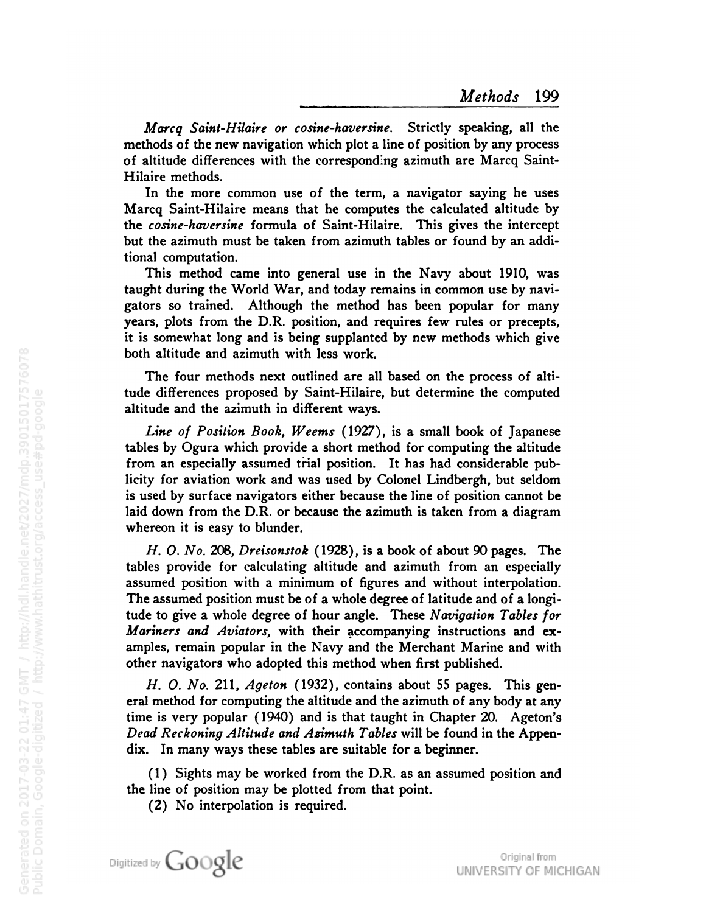*Marcq Saint-Hilaire or cosine-haversine.* Strictly speaking, all the methods of the new navigation which plot a line of position by any process of altitude differences with the corresponding azimuth are Marcq Saint-Hilaire methods.

In the more common use of the term, a navigator saying he uses Marcq Saint-Hilaire means that he computes the calculated altitude by the *cosine-haversine* formula of Saint-Hilaire. This gives the intercept but the azimuth must be taken from azimuth tables or found by an additional computation.

This method came into general use in the Navy about 1910, was taught during the World War, and today remains in common use by navigators so trained. Although the method has been popular for many years, plots from the D.R. position, and requires few rules or precepts, it is somewhat long and is being supplanted by new methods which give both altitude and azimuth with less work.

The four methods next outlined are all based on the process of altitude differences proposed by Saint-Hilaire, but determine the computed altitude and the azimuth in different ways.

*Line of Position Book, Weems* (1927), is a small book of Japanese tables by Ogura which provide a short method for computing the altitude from an especially assumed trial position. It has had considerable publicity for aviation work and was used by Colonel Lindbergh, but seldom is used by surface navigators either because the line of position cannot be laid down from the D.R. or because the azimuth is taken from a diagram whereon it is easy to blunder.

*H. O. No.* 208, *Dreisonstok* (1928), is a book of about 90 pages. The tables provide for calculating altitude and azimuth from an especially assumed position with a minimum of figures and without interpolation. The assumed position must be of a whole degree of latitude and of a longitude to give a whole degree of hour angle. These *Navigation Tables for Mariners and Aviators,* with their accompanying instructions and examples, remain popular in the Navy and the Merchant Marine and with other navigators who adopted this method when first published.

*H. O. No.* 211, *Ageton* (1932), contains about 55 pages. This general method for computing the altitude and the azimuth of any body at any time is very popular (1940) and is that taught in Chapter 20. Ageton's *Dead Reckoning Altitude and Azimuth Tables* will be found in the Appendix. In many ways these tables are suitable for a beginner.

(1) Sights may be worked from the D.R. as an assumed position and the line of position may be plotted from that point.

(2) No interpolation is required.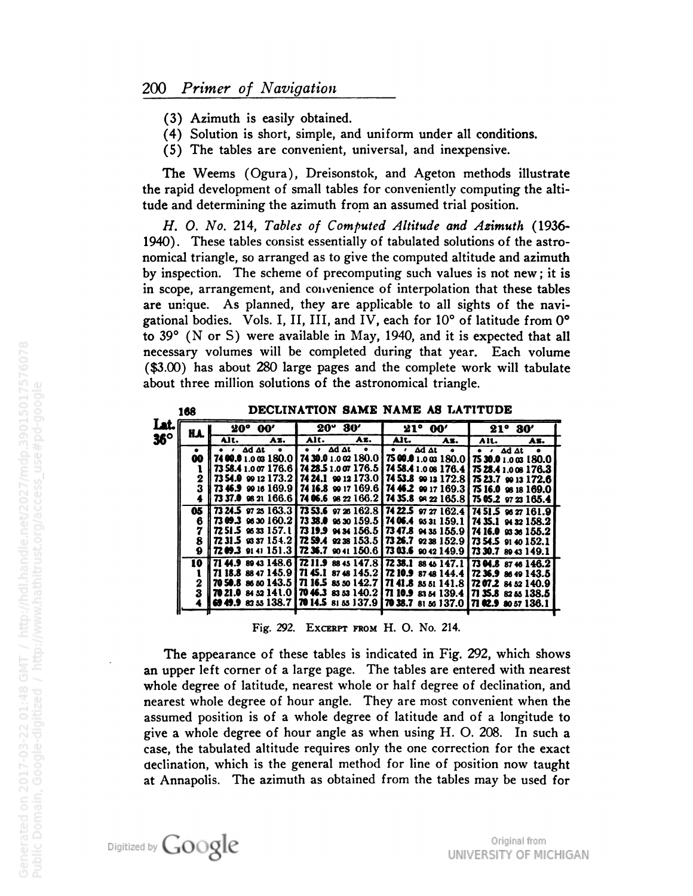(3) Azimuth is easily obtained.
(4) Solution is short, simple, and uniform under all conditions.
(5) The tables are convenient, universal, and inexpensive.

The Weems (Ogura), Dreisonstok, and Ageton methods illustrate the rapid development of small tables for conveniently computing the altitude and determining the azimuth from an assumed trial position.

*H. O. No.* 214, *Tables of Computed Altitude and Azimuth* (1936-1940). These tables consist essentially of tabulated solutions of the astronomical triangle, so arranged as to give the computed altitude and azimuth by inspection. The scheme of precomputing such values is not new; it is in scope, arrangement, and convenience of interpolation that these tables are unique. As planned, they are applicable to all sights of the navigational bodies. Vols. I, II, III, and IV, each for 10° of latitude from 0° to 39° (N or S) were available in May, 1940, and it is expected that all necessary volumes will be completed during that year. Each volume ($3.00) has about 280 large pages and the complete work will tabulate about three million solutions of the astronomical triangle.

168 DECLINATION SAME NAME AS LATITUDE

Lat. 36°

| H.A. | 20° 00′ | | | | 20° 30′ | | | | 21° 00′ | | | | 21° 30′ | | | |
|---|---|---|---|---|---|---|---|---|---|---|---|---|---|---|---|---|
| | Alt. | | | Az. | Alt. | | | Az. | Alt. | | | Az. | Alt. | | | Az. |
| ° | ° ′ | Δd | Δt | ° | ° ′ | Δd | Δt | ° | ° ′ | Δd | Δt | ° | ° ′ | Δd | Δt | ° |
| 00 | 74 00.0 | 1.0 | 03 | 180.0 | 74 30.0 | 1.0 | 02 | 180.0 | 75 00.0 | 1.0 | 03 | 180.0 | 75 30.0 | 1.0 | 03 | 180.0 |
| 1 | 73 58.4 | 1.0 | 07 | 176.6 | 74 28.5 | 1.0 | 07 | 176.5 | 74 58.4 | 1.0 | 08 | 176.4 | 75 28.4 | 1.0 | 08 | 176.3 |
| 2 | 73 54.0 | 99 | 12 | 173.2 | 74 24.1 | 99 | 12 | 173.0 | 74 53.8 | 99 | 13 | 172.8 | 75 23.7 | 99 | 13 | 172.6 |
| 3 | 73 46.9 | 99 | 16 | 169.9 | 74 16.8 | 99 | 17 | 169.6 | 74 46.2 | 99 | 17 | 169.3 | 75 16.0 | 98 | 18 | 169.0 |
| 4 | 73 37.0 | 98 | 21 | 166.6 | 74 06.6 | 98 | 22 | 166.2 | 74 35.8 | 98 | 22 | 165.8 | 75 05.2 | 97 | 23 | 165.4 |
| 05 | 73 24.5 | 97 | 25 | 163.3 | 73 53.6 | 97 | 26 | 162.8 | 74 22.5 | 97 | 27 | 162.4 | 74 51.5 | 96 | 27 | 161.9 |
| 6 | 73 09.3 | 96 | 30 | 160.2 | 73 38.0 | 95 | 30 | 159.5 | 74 06.4 | 95 | 31 | 159.1 | 74 35.1 | 94 | 32 | 158.2 |
| 7 | 72 51.5 | 95 | 33 | 157.1 | 73 19.9 | 94 | 34 | 156.5 | 73 47.8 | 94 | 35 | 155.9 | 74 16.0 | 93 | 36 | 155.2 |
| 8 | 72 31.5 | 93 | 37 | 154.2 | 72 59.4 | 92 | 38 | 153.5 | 73 26.7 | 92 | 38 | 152.9 | 73 54.5 | 91 | 40 | 152.1 |
| 9 | 72 09.3 | 91 | 41 | 151.3 | 72 36.7 | 90 | 41 | 150.6 | 73 03.6 | 90 | 42 | 149.9 | 73 30.7 | 89 | 43 | 149.1 |
| 10 | 71 44.9 | 89 | 43 | 148.6 | 72 11.9 | 88 | 45 | 147.8 | 72 38.1 | 88 | 45 | 147.1 | 73 04.8 | 87 | 46 | 146.2 |
| 1 | 71 18.8 | 88 | 47 | 145.9 | 71 45.1 | 87 | 48 | 145.2 | 72 10.9 | 87 | 48 | 144.4 | 72 36.9 | 86 | 49 | 143.5 |
| 2 | 70 50.8 | 86 | 50 | 143.5 | 71 16.5 | 85 | 50 | 142.7 | 71 41.8 | 85 | 51 | 141.8 | 72 07.2 | 84 | 52 | 140.9 |
| 3 | 70 21.0 | 84 | 52 | 141.0 | 70 46.3 | 83 | 53 | 140.2 | 71 10.9 | 83 | 54 | 139.4 | 71 35.8 | 82 | 55 | 138.5 |
| 4 | 69 49.9 | 82 | 55 | 138.7 | 70 14.5 | 81 | 55 | 137.9 | 70 38.7 | 81 | 56 | 137.0 | 71 02.9 | 80 | 57 | 136.1 |

Fig. 292. Excerpt from H. O. No. 214.

The appearance of these tables is indicated in Fig. 292, which shows an upper left corner of a large page. The tables are entered with nearest whole degree of latitude, nearest whole or half degree of declination, and nearest whole degree of hour angle. They are most convenient when the assumed position is of a whole degree of latitude and of a longitude to give a whole degree of hour angle as when using H. O. 208. In such a case, the tabulated altitude requires only the one correction for the exact declination, which is the general method for line of position now taught at Annapolis. The azimuth as obtained from the tables may be used for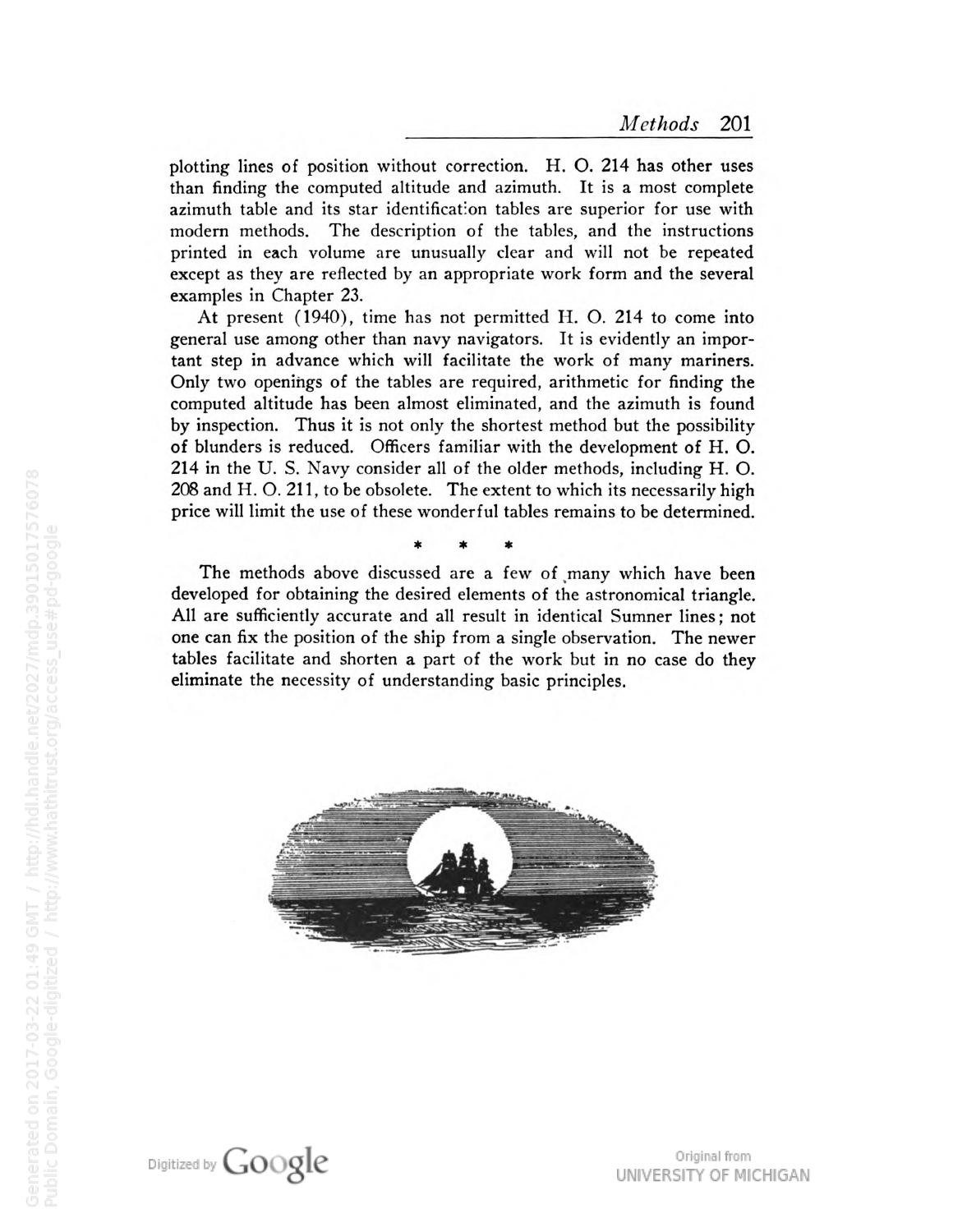plotting lines of position without correction. H. O. 214 has other uses than finding the computed altitude and azimuth. It is a most complete azimuth table and its star identification tables are superior for use with modern methods. The description of the tables, and the instructions printed in each volume are unusually clear and will not be repeated except as they are reflected by an appropriate work form and the several examples in Chapter 23.

At present (1940), time has not permitted H. O. 214 to come into general use among other than navy navigators. It is evidently an important step in advance which will facilitate the work of many mariners. Only two openings of the tables are required, arithmetic for finding the computed altitude has been almost eliminated, and the azimuth is found by inspection. Thus it is not only the shortest method but the possibility of blunders is reduced. Officers familiar with the development of H. O. 214 in the U. S. Navy consider all of the older methods, including H. O. 208 and H. O. 211, to be obsolete. The extent to which its necessarily high price will limit the use of these wonderful tables remains to be determined.

\* \* \*

The methods above discussed are a few of many which have been developed for obtaining the desired elements of the astronomical triangle. All are sufficiently accurate and all result in identical Sumner lines; not one can fix the position of the ship from a single observation. The newer tables facilitate and shorten a part of the work but in no case do they eliminate the necessity of understanding basic principles.